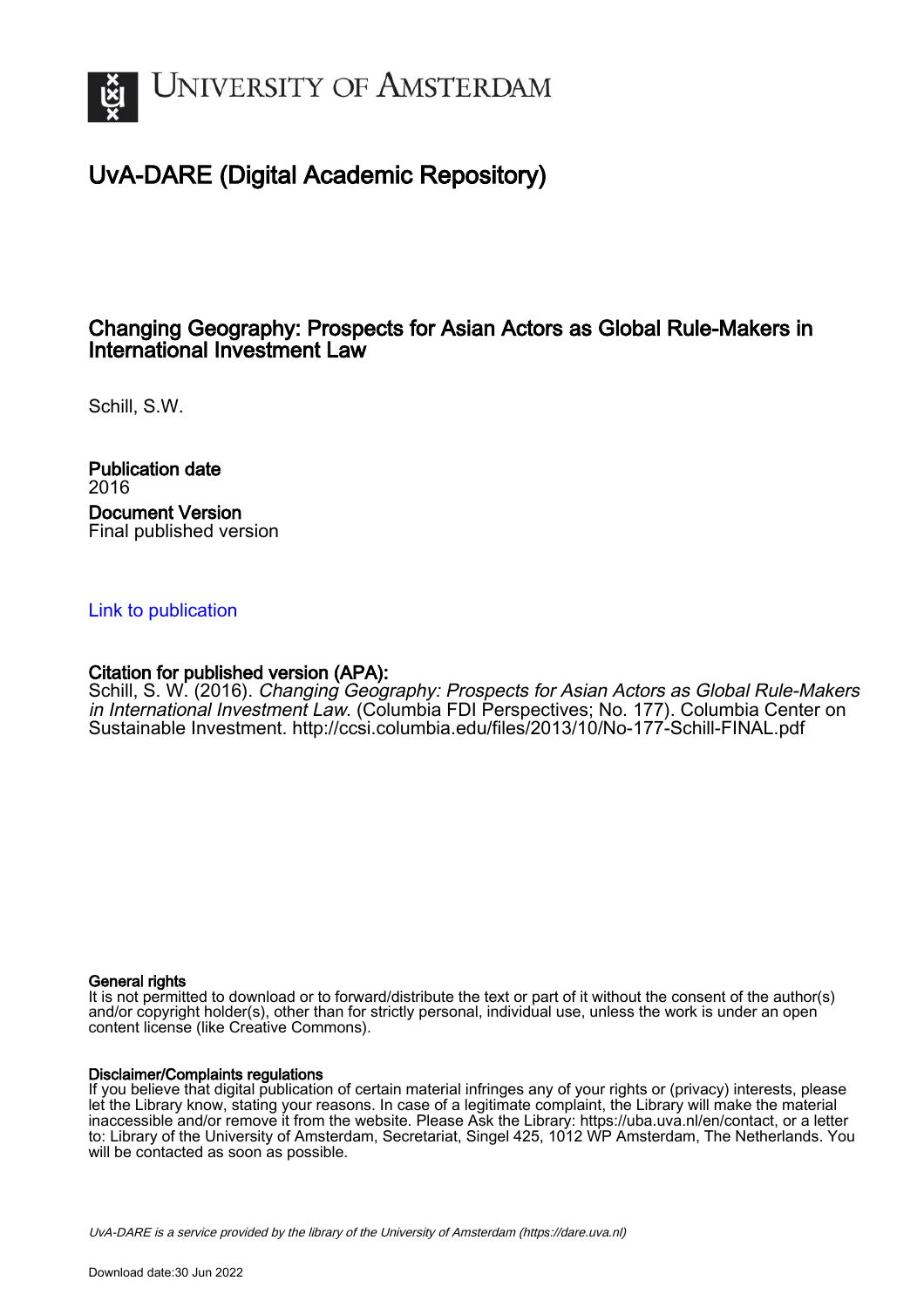# UvA-DARE (Digital Academic Repository)

## Changing Geography: Prospects for Asian Actors as Global Rule-Makers in International Investment Law

Schill, S.W.

**Publication date**
2016

**Document Version**
Final published version

[Link to publication](#)

**Citation for published version (APA):**
Schill, S. W. (2016). *Changing Geography: Prospects for Asian Actors as Global Rule-Makers in International Investment Law*. (Columbia FDI Perspectives; No. 177). Columbia Center on Sustainable Investment. http://ccsi.columbia.edu/files/2013/10/No-177-Schill-FINAL.pdf

**General rights**
It is not permitted to download or to forward/distribute the text or part of it without the consent of the author(s) and/or copyright holder(s), other than for strictly personal, individual use, unless the work is under an open content license (like Creative Commons).

**Disclaimer/Complaints regulations**
If you believe that digital publication of certain material infringes any of your rights or (privacy) interests, please let the Library know, stating your reasons. In case of a legitimate complaint, the Library will make the material inaccessible and/or remove it from the website. Please Ask the Library: https://uba.uva.nl/en/contact, or a letter to: Library of the University of Amsterdam, Secretariat, Singel 425, 1012 WP Amsterdam, The Netherlands. You will be contacted as soon as possible.

*UvA-DARE is a service provided by the library of the University of Amsterdam (https://dare.uva.nl)*

Download date:30 Jun 2022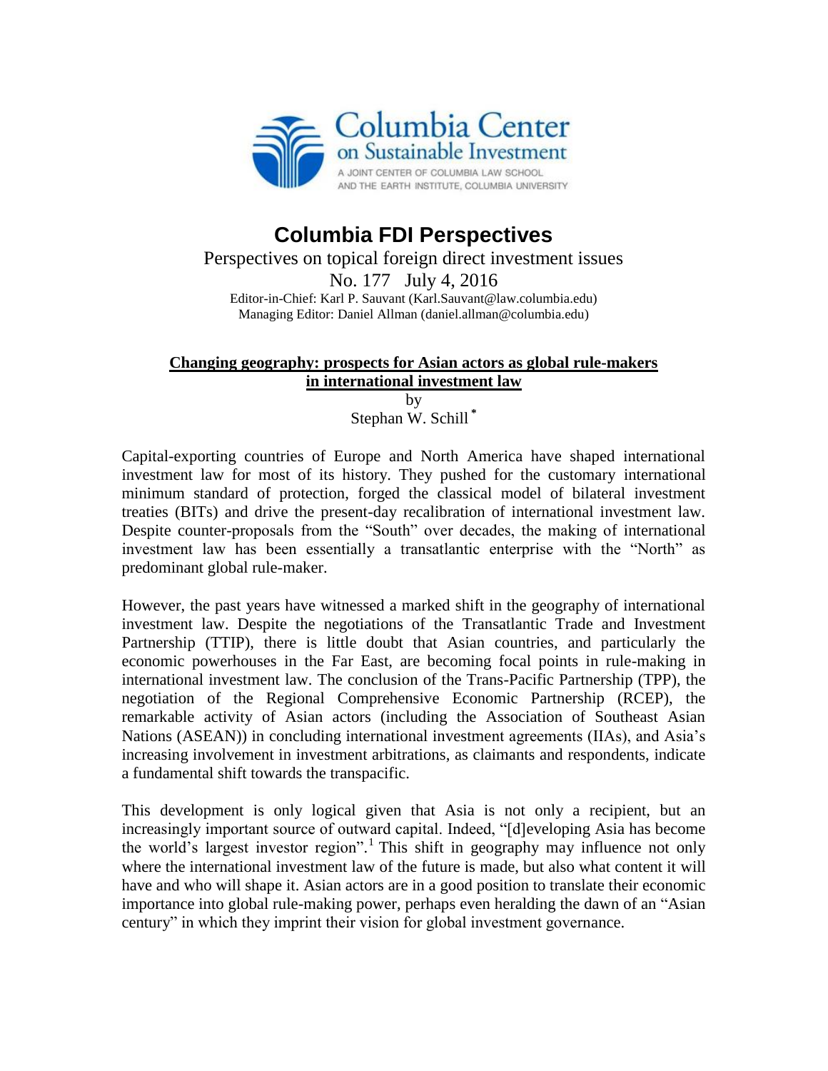# Columbia FDI Perspectives

Perspectives on topical foreign direct investment issues

No. 177 July 4, 2016

Editor-in-Chief: Karl P. Sauvant (Karl.Sauvant@law.columbia.edu)

Managing Editor: Daniel Allman (daniel.allman@columbia.edu)

## Changing geography: prospects for Asian actors as global rule-makers in international investment law

by

Stephan W. Schill [*]

Capital-exporting countries of Europe and North America have shaped international investment law for most of its history. They pushed for the customary international minimum standard of protection, forged the classical model of bilateral investment treaties (BITs) and drive the present-day recalibration of international investment law. Despite counter-proposals from the "South" over decades, the making of international investment law has been essentially a transatlantic enterprise with the "North" as predominant global rule-maker.

However, the past years have witnessed a marked shift in the geography of international investment law. Despite the negotiations of the Transatlantic Trade and Investment Partnership (TTIP), there is little doubt that Asian countries, and particularly the economic powerhouses in the Far East, are becoming focal points in rule-making in international investment law. The conclusion of the Trans-Pacific Partnership (TPP), the negotiation of the Regional Comprehensive Economic Partnership (RCEP), the remarkable activity of Asian actors (including the Association of Southeast Asian Nations (ASEAN)) in concluding international investment agreements (IIAs), and Asia's increasing involvement in investment arbitrations, as claimants and respondents, indicate a fundamental shift towards the transpacific.

This development is only logical given that Asia is not only a recipient, but an increasingly important source of outward capital. Indeed, "[d]eveloping Asia has become the world's largest investor region".[1] This shift in geography may influence not only where the international investment law of the future is made, but also what content it will have and who will shape it. Asian actors are in a good position to translate their economic importance into global rule-making power, perhaps even heralding the dawn of an "Asian century" in which they imprint their vision for global investment governance.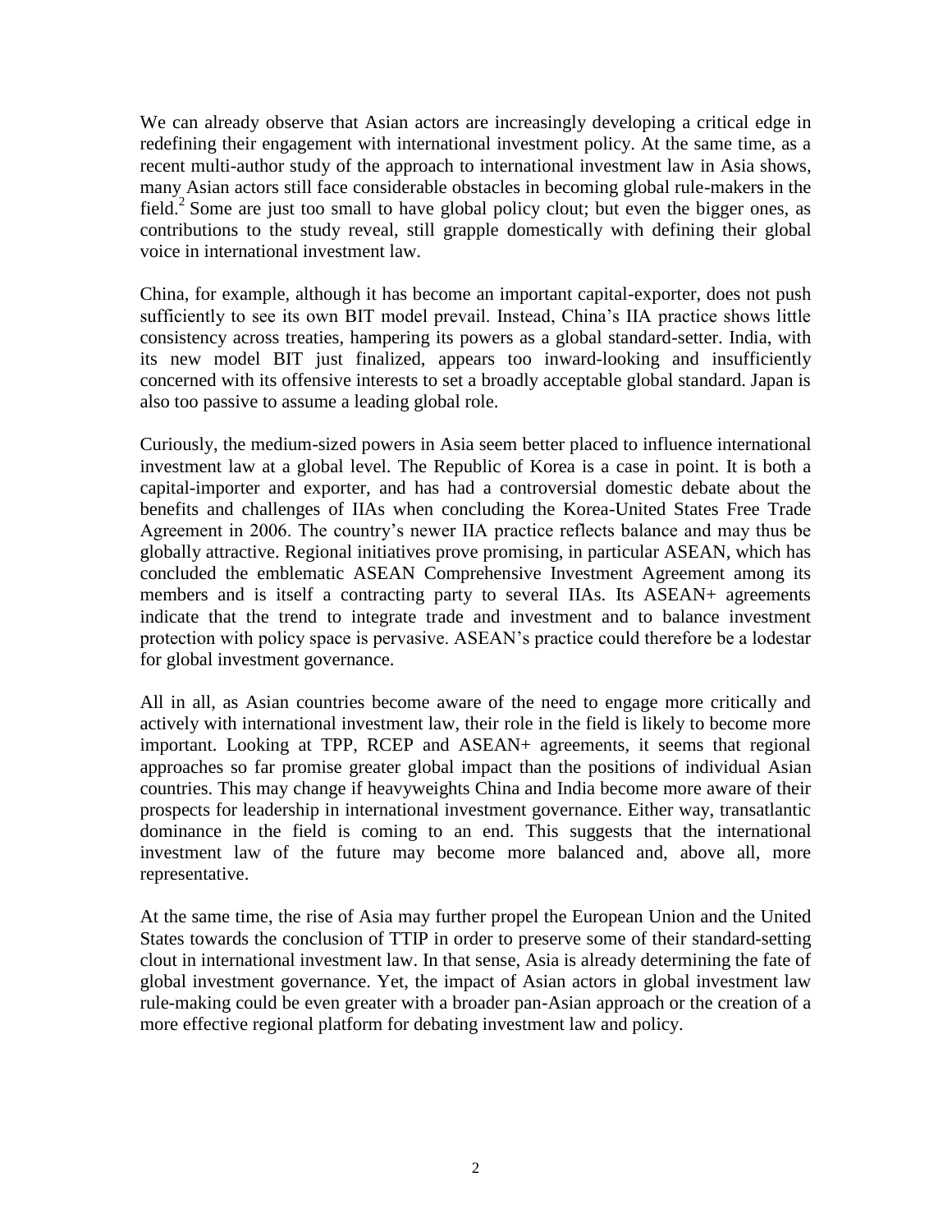We can already observe that Asian actors are increasingly developing a critical edge in redefining their engagement with international investment policy. At the same time, as a recent multi-author study of the approach to international investment law in Asia shows, many Asian actors still face considerable obstacles in becoming global rule-makers in the field.[2] Some are just too small to have global policy clout; but even the bigger ones, as contributions to the study reveal, still grapple domestically with defining their global voice in international investment law.

China, for example, although it has become an important capital-exporter, does not push sufficiently to see its own BIT model prevail. Instead, China's IIA practice shows little consistency across treaties, hampering its powers as a global standard-setter. India, with its new model BIT just finalized, appears too inward-looking and insufficiently concerned with its offensive interests to set a broadly acceptable global standard. Japan is also too passive to assume a leading global role.

Curiously, the medium-sized powers in Asia seem better placed to influence international investment law at a global level. The Republic of Korea is a case in point. It is both a capital-importer and exporter, and has had a controversial domestic debate about the benefits and challenges of IIAs when concluding the Korea-United States Free Trade Agreement in 2006. The country's newer IIA practice reflects balance and may thus be globally attractive. Regional initiatives prove promising, in particular ASEAN, which has concluded the emblematic ASEAN Comprehensive Investment Agreement among its members and is itself a contracting party to several IIAs. Its ASEAN+ agreements indicate that the trend to integrate trade and investment and to balance investment protection with policy space is pervasive. ASEAN's practice could therefore be a lodestar for global investment governance.

All in all, as Asian countries become aware of the need to engage more critically and actively with international investment law, their role in the field is likely to become more important. Looking at TPP, RCEP and ASEAN+ agreements, it seems that regional approaches so far promise greater global impact than the positions of individual Asian countries. This may change if heavyweights China and India become more aware of their prospects for leadership in international investment governance. Either way, transatlantic dominance in the field is coming to an end. This suggests that the international investment law of the future may become more balanced and, above all, more representative.

At the same time, the rise of Asia may further propel the European Union and the United States towards the conclusion of TTIP in order to preserve some of their standard-setting clout in international investment law. In that sense, Asia is already determining the fate of global investment governance. Yet, the impact of Asian actors in global investment law rule-making could be even greater with a broader pan-Asian approach or the creation of a more effective regional platform for debating investment law and policy.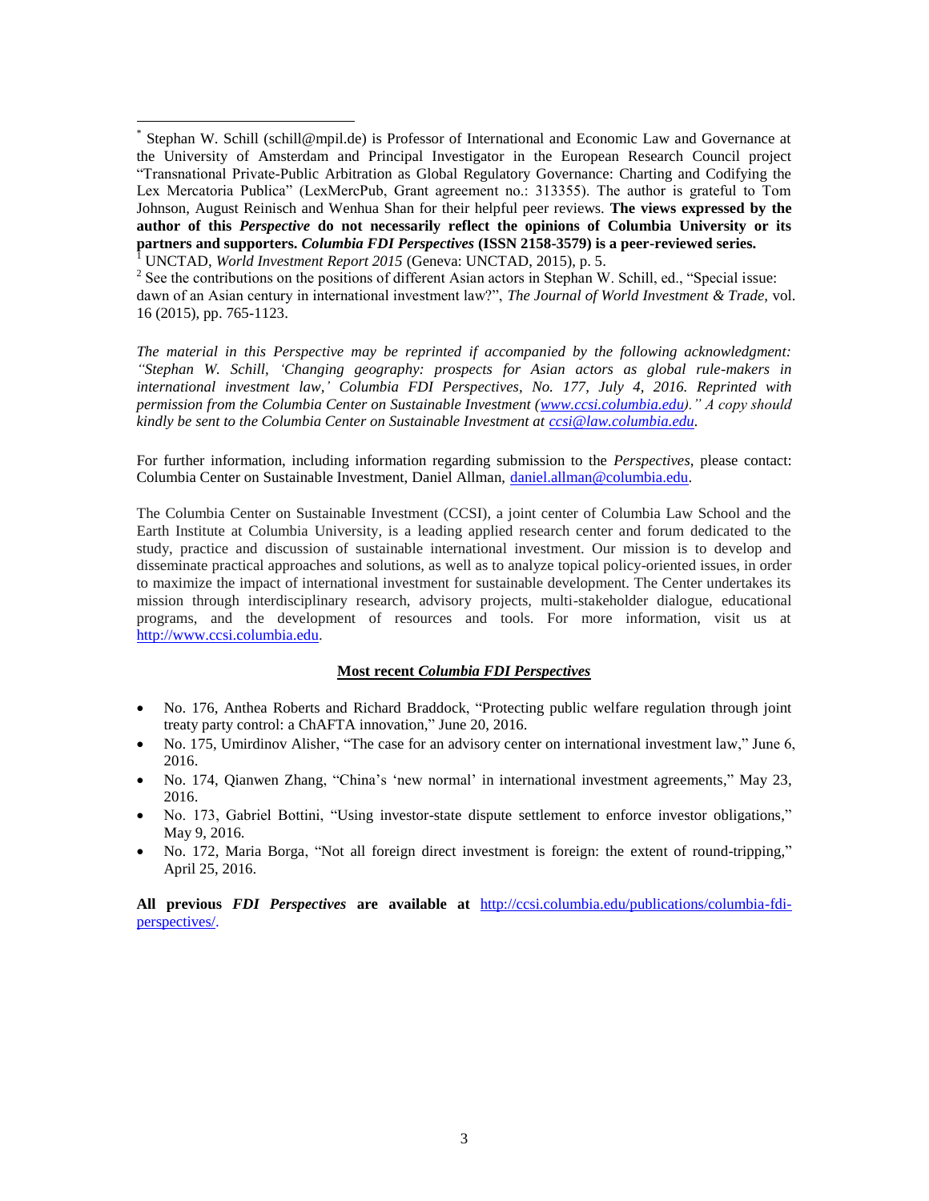[*] Stephan W. Schill (schill@mpil.de) is Professor of International and Economic Law and Governance at the University of Amsterdam and Principal Investigator in the European Research Council project "Transnational Private-Public Arbitration as Global Regulatory Governance: Charting and Codifying the Lex Mercatoria Publica" (LexMercPub, Grant agreement no.: 313355). The author is grateful to Tom Johnson, August Reinisch and Wenhua Shan for their helpful peer reviews. **The views expressed by the author of this *Perspective* do not necessarily reflect the opinions of Columbia University or its partners and supporters. *Columbia FDI Perspectives* (ISSN 2158-3579) is a peer-reviewed series.**

[1] UNCTAD, *World Investment Report 2015* (Geneva: UNCTAD, 2015), p. 5.

[2] See the contributions on the positions of different Asian actors in Stephan W. Schill, ed., "Special issue: dawn of an Asian century in international investment law?", *The Journal of World Investment & Trade*, vol. 16 (2015), pp. 765-1123.

*The material in this Perspective may be reprinted if accompanied by the following acknowledgment: "Stephan W. Schill, 'Changing geography: prospects for Asian actors as global rule-makers in international investment law,' Columbia FDI Perspectives, No. 177, July 4, 2016. Reprinted with permission from the Columbia Center on Sustainable Investment ([www.ccsi.columbia.edu](http://www.ccsi.columbia.edu))." A copy should kindly be sent to the Columbia Center on Sustainable Investment at [ccsi@law.columbia.edu](mailto:ccsi@law.columbia.edu).*

For further information, including information regarding submission to the *Perspectives*, please contact: Columbia Center on Sustainable Investment, Daniel Allman, [daniel.allman@columbia.edu](mailto:daniel.allman@columbia.edu).

The Columbia Center on Sustainable Investment (CCSI), a joint center of Columbia Law School and the Earth Institute at Columbia University, is a leading applied research center and forum dedicated to the study, practice and discussion of sustainable international investment. Our mission is to develop and disseminate practical approaches and solutions, as well as to analyze topical policy-oriented issues, in order to maximize the impact of international investment for sustainable development. The Center undertakes its mission through interdisciplinary research, advisory projects, multi-stakeholder dialogue, educational programs, and the development of resources and tools. For more information, visit us at [http://www.ccsi.columbia.edu](http://www.ccsi.columbia.edu).

## Most recent *Columbia FDI Perspectives*

- No. 176, Anthea Roberts and Richard Braddock, "Protecting public welfare regulation through joint treaty party control: a ChAFTA innovation," June 20, 2016.
- No. 175, Umirdinov Alisher, "The case for an advisory center on international investment law," June 6, 2016.
- No. 174, Qianwen Zhang, "China's 'new normal' in international investment agreements," May 23, 2016.
- No. 173, Gabriel Bottini, "Using investor-state dispute settlement to enforce investor obligations," May 9, 2016.
- No. 172, Maria Borga, "Not all foreign direct investment is foreign: the extent of round-tripping," April 25, 2016.

**All previous *FDI Perspectives* are available at** [http://ccsi.columbia.edu/publications/columbia-fdi-perspectives/](http://ccsi.columbia.edu/publications/columbia-fdi-perspectives/).